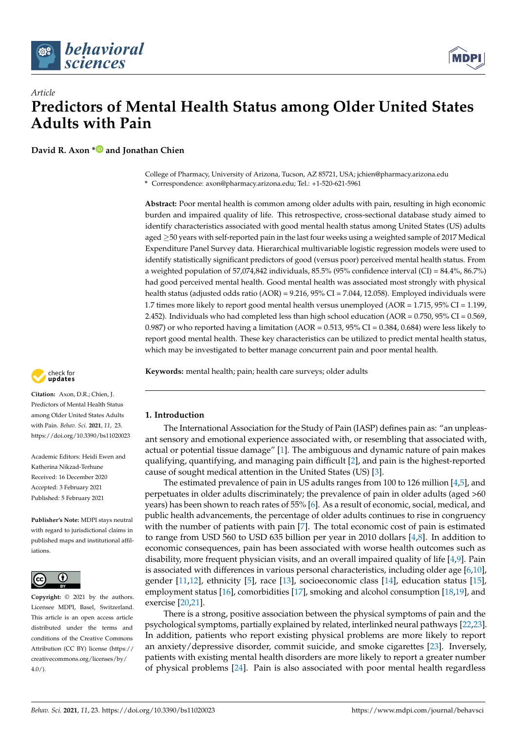*Article*

# Predictors of Mental Health Status among Older United States Adults with Pain

**David R. Axon * and Jonathan Chien**

College of Pharmacy, University of Arizona, Tucson, AZ 85721, USA; jchien@pharmacy.arizona.edu
\* Correspondence: axon@pharmacy.arizona.edu; Tel.: +1-520-621-5961

**Abstract:** Poor mental health is common among older adults with pain, resulting in high economic burden and impaired quality of life. This retrospective, cross-sectional database study aimed to identify characteristics associated with good mental health status among United States (US) adults aged ≥50 years with self-reported pain in the last four weeks using a weighted sample of 2017 Medical Expenditure Panel Survey data. Hierarchical multivariable logistic regression models were used to identify statistically significant predictors of good (versus poor) perceived mental health status. From a weighted population of 57,074,842 individuals, 85.5% (95% confidence interval (CI) = 84.4%, 86.7%) had good perceived mental health. Good mental health was associated most strongly with physical health status (adjusted odds ratio (AOR) = 9.216, 95% CI = 7.044, 12.058). Employed individuals were 1.7 times more likely to report good mental health versus unemployed (AOR = 1.715, 95% CI = 1.199, 2.452). Individuals who had completed less than high school education (AOR = 0.750, 95% CI = 0.569, 0.987) or who reported having a limitation (AOR = 0.513, 95% CI = 0.384, 0.684) were less likely to report good mental health. These key characteristics can be utilized to predict mental health status, which may be investigated to better manage concurrent pain and poor mental health.

**Keywords:** mental health; pain; health care surveys; older adults

**Citation:** Axon, D.R.; Chien, J. Predictors of Mental Health Status among Older United States Adults with Pain. *Behav. Sci.* **2021**, *11*, 23. https://doi.org/10.3390/bs11020023

Academic Editors: Heidi Ewen and Katherina Nikzad-Terhune

Received: 16 December 2020
Accepted: 3 February 2021
Published: 5 February 2021

**Publisher's Note:** MDPI stays neutral with regard to jurisdictional claims in published maps and institutional affiliations.

**Copyright:** © 2021 by the authors. Licensee MDPI, Basel, Switzerland. This article is an open access article distributed under the terms and conditions of the Creative Commons Attribution (CC BY) license (https://creativecommons.org/licenses/by/4.0/).

## 1. Introduction

The International Association for the Study of Pain (IASP) defines pain as: "an unpleasant sensory and emotional experience associated with, or resembling that associated with, actual or potential tissue damage" [1]. The ambiguous and dynamic nature of pain makes qualifying, quantifying, and managing pain difficult [2], and pain is the highest-reported cause of sought medical attention in the United States (US) [3].

The estimated prevalence of pain in US adults ranges from 100 to 126 million [4,5], and perpetuates in older adults discriminately; the prevalence of pain in older adults (aged >60 years) has been shown to reach rates of 55% [6]. As a result of economic, social, medical, and public health advancements, the percentage of older adults continues to rise in congruency with the number of patients with pain [7]. The total economic cost of pain is estimated to range from USD 560 to USD 635 billion per year in 2010 dollars [4,8]. In addition to economic consequences, pain has been associated with worse health outcomes such as disability, more frequent physician visits, and an overall impaired quality of life [4,9]. Pain is associated with differences in various personal characteristics, including older age [6,10], gender [11,12], ethnicity [5], race [13], socioeconomic class [14], education status [15], employment status [16], comorbidities [17], smoking and alcohol consumption [18,19], and exercise [20,21].

There is a strong, positive association between the physical symptoms of pain and the psychological symptoms, partially explained by related, interlinked neural pathways [22,23]. In addition, patients who report existing physical problems are more likely to report an anxiety/depressive disorder, commit suicide, and smoke cigarettes [23]. Inversely, patients with existing mental health disorders are more likely to report a greater number of physical problems [24]. Pain is also associated with poor mental health regardless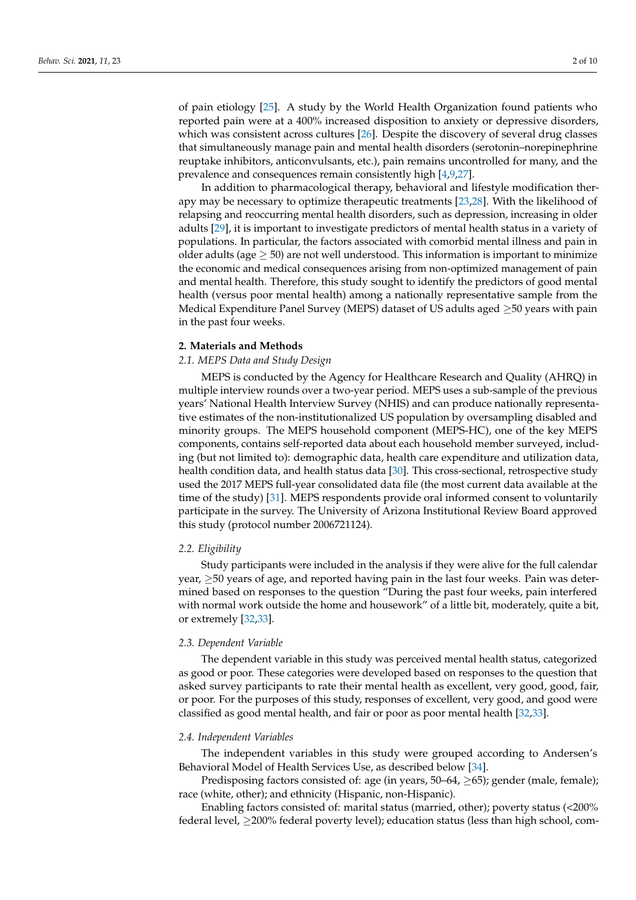of pain etiology [25]. A study by the World Health Organization found patients who reported pain were at a 400% increased disposition to anxiety or depressive disorders, which was consistent across cultures [26]. Despite the discovery of several drug classes that simultaneously manage pain and mental health disorders (serotonin–norepinephrine reuptake inhibitors, anticonvulsants, etc.), pain remains uncontrolled for many, and the prevalence and consequences remain consistently high [4,9,27].

In addition to pharmacological therapy, behavioral and lifestyle modification therapy may be necessary to optimize therapeutic treatments [23,28]. With the likelihood of relapsing and reoccurring mental health disorders, such as depression, increasing in older adults [29], it is important to investigate predictors of mental health status in a variety of populations. In particular, the factors associated with comorbid mental illness and pain in older adults (age $\geq$ 50) are not well understood. This information is important to minimize the economic and medical consequences arising from non-optimized management of pain and mental health. Therefore, this study sought to identify the predictors of good mental health (versus poor mental health) among a nationally representative sample from the Medical Expenditure Panel Survey (MEPS) dataset of US adults aged $\geq$50 years with pain in the past four weeks.

## 2. Materials and Methods

### *2.1. MEPS Data and Study Design*

MEPS is conducted by the Agency for Healthcare Research and Quality (AHRQ) in multiple interview rounds over a two-year period. MEPS uses a sub-sample of the previous years' National Health Interview Survey (NHIS) and can produce nationally representative estimates of the non-institutionalized US population by oversampling disabled and minority groups. The MEPS household component (MEPS-HC), one of the key MEPS components, contains self-reported data about each household member surveyed, including (but not limited to): demographic data, health care expenditure and utilization data, health condition data, and health status data [30]. This cross-sectional, retrospective study used the 2017 MEPS full-year consolidated data file (the most current data available at the time of the study) [31]. MEPS respondents provide oral informed consent to voluntarily participate in the survey. The University of Arizona Institutional Review Board approved this study (protocol number 2006721124).

### *2.2. Eligibility*

Study participants were included in the analysis if they were alive for the full calendar year, $\geq$50 years of age, and reported having pain in the last four weeks. Pain was determined based on responses to the question "During the past four weeks, pain interfered with normal work outside the home and housework" of a little bit, moderately, quite a bit, or extremely [32,33].

### *2.3. Dependent Variable*

The dependent variable in this study was perceived mental health status, categorized as good or poor. These categories were developed based on responses to the question that asked survey participants to rate their mental health as excellent, very good, good, fair, or poor. For the purposes of this study, responses of excellent, very good, and good were classified as good mental health, and fair or poor as poor mental health [32,33].

### *2.4. Independent Variables*

The independent variables in this study were grouped according to Andersen's Behavioral Model of Health Services Use, as described below [34].

Predisposing factors consisted of: age (in years, 50–64, $\geq$65); gender (male, female); race (white, other); and ethnicity (Hispanic, non-Hispanic).

Enabling factors consisted of: marital status (married, other); poverty status (<200% federal level, $\geq$200% federal poverty level); education status (less than high school, com-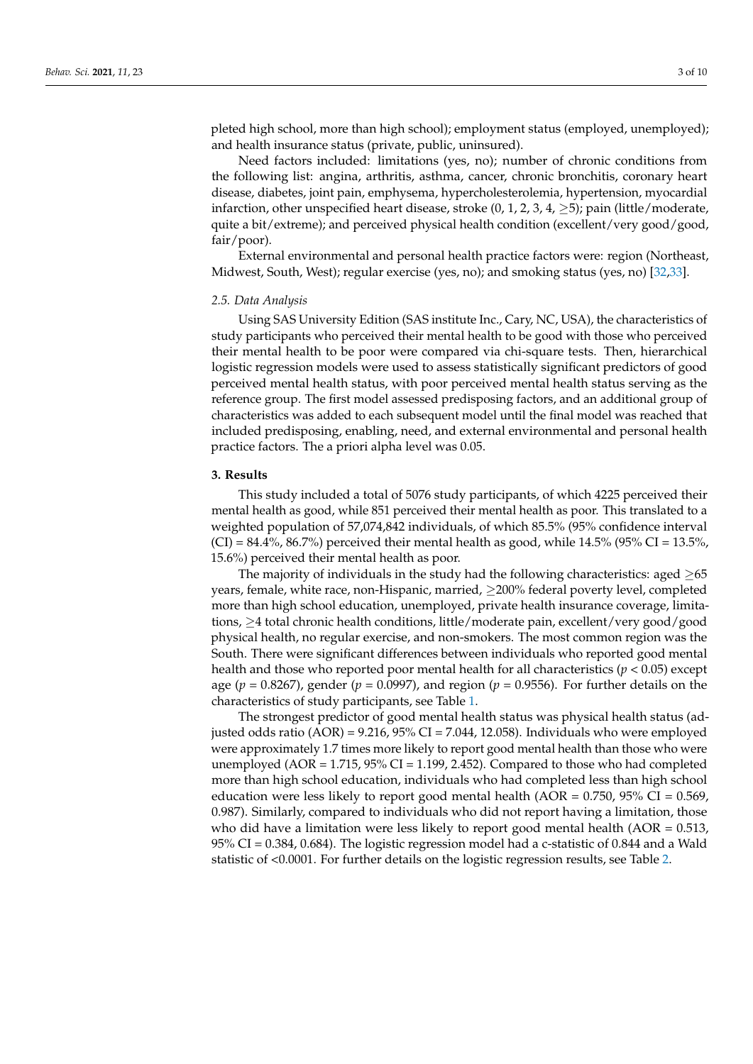pleted high school, more than high school); employment status (employed, unemployed); and health insurance status (private, public, uninsured).

Need factors included: limitations (yes, no); number of chronic conditions from the following list: angina, arthritis, asthma, cancer, chronic bronchitis, coronary heart disease, diabetes, joint pain, emphysema, hypercholesterolemia, hypertension, myocardial infarction, other unspecified heart disease, stroke (0, 1, 2, 3, 4, ≥5); pain (little/moderate, quite a bit/extreme); and perceived physical health condition (excellent/very good/good, fair/poor).

External environmental and personal health practice factors were: region (Northeast, Midwest, South, West); regular exercise (yes, no); and smoking status (yes, no) [32,33].

### 2.5. Data Analysis

Using SAS University Edition (SAS institute Inc., Cary, NC, USA), the characteristics of study participants who perceived their mental health to be good with those who perceived their mental health to be poor were compared via chi-square tests. Then, hierarchical logistic regression models were used to assess statistically significant predictors of good perceived mental health status, with poor perceived mental health status serving as the reference group. The first model assessed predisposing factors, and an additional group of characteristics was added to each subsequent model until the final model was reached that included predisposing, enabling, need, and external environmental and personal health practice factors. The a priori alpha level was 0.05.

## 3. Results

This study included a total of 5076 study participants, of which 4225 perceived their mental health as good, while 851 perceived their mental health as poor. This translated to a weighted population of 57,074,842 individuals, of which 85.5% (95% confidence interval (CI) = 84.4%, 86.7%) perceived their mental health as good, while 14.5% (95% CI = 13.5%, 15.6%) perceived their mental health as poor.

The majority of individuals in the study had the following characteristics: aged ≥65 years, female, white race, non-Hispanic, married, ≥200% federal poverty level, completed more than high school education, unemployed, private health insurance coverage, limitations, ≥4 total chronic health conditions, little/moderate pain, excellent/very good/good physical health, no regular exercise, and non-smokers. The most common region was the South. There were significant differences between individuals who reported good mental health and those who reported poor mental health for all characteristics ($p < 0.05$) except age ($p = 0.8267$), gender ($p = 0.0997$), and region ($p = 0.9556$). For further details on the characteristics of study participants, see Table 1.

The strongest predictor of good mental health status was physical health status (adjusted odds ratio (AOR) = 9.216, 95% CI = 7.044, 12.058). Individuals who were employed were approximately 1.7 times more likely to report good mental health than those who were unemployed (AOR = 1.715, 95% CI = 1.199, 2.452). Compared to those who had completed more than high school education, individuals who had completed less than high school education were less likely to report good mental health (AOR = 0.750, 95% CI = 0.569, 0.987). Similarly, compared to individuals who did not report having a limitation, those who did have a limitation were less likely to report good mental health (AOR = 0.513, 95% CI = 0.384, 0.684). The logistic regression model had a c-statistic of 0.844 and a Wald statistic of <0.0001. For further details on the logistic regression results, see Table 2.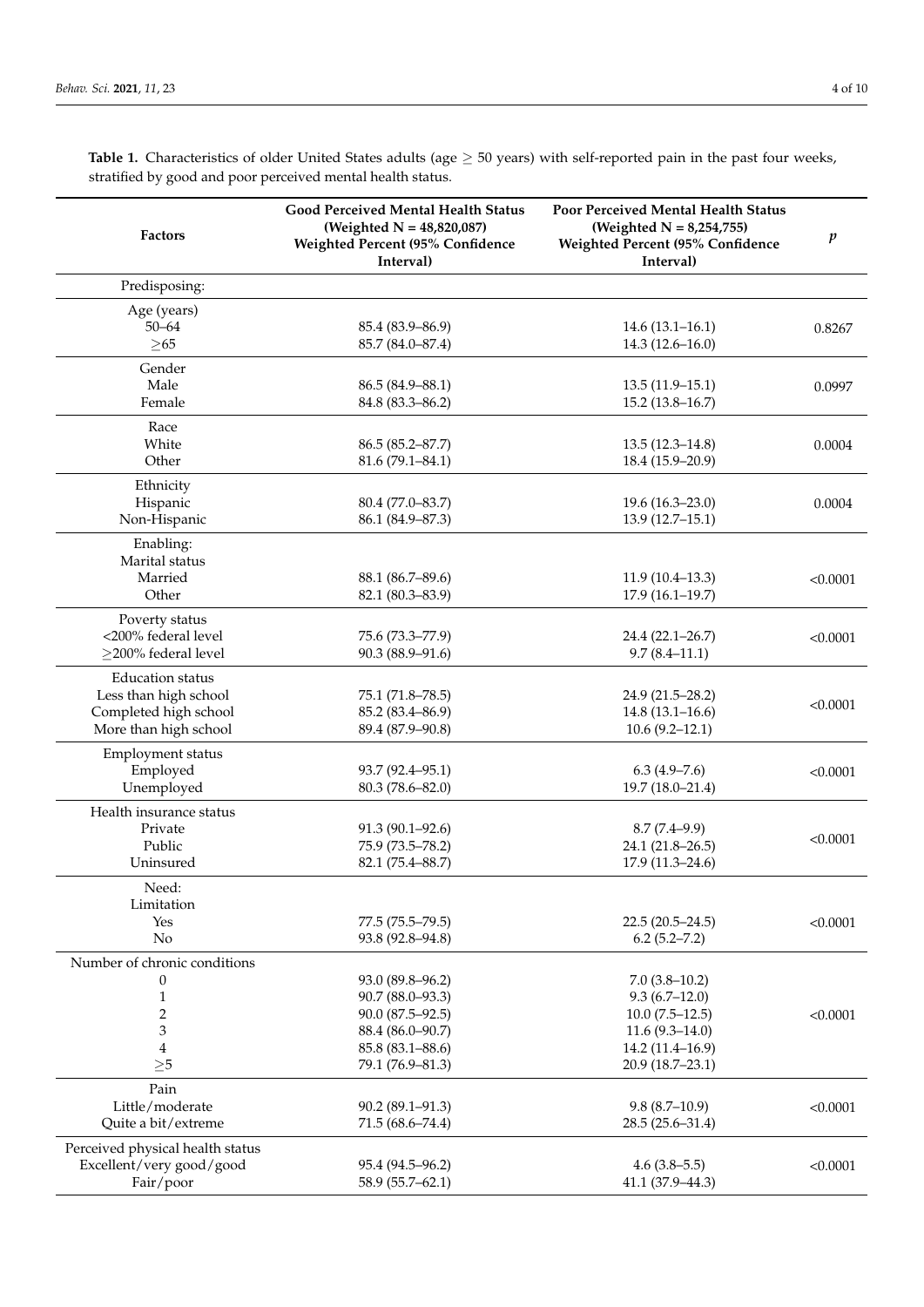**Table 1.** Characteristics of older United States adults (age ≥ 50 years) with self-reported pain in the past four weeks, stratified by good and poor perceived mental health status.

| Factors | Good Perceived Mental Health Status (Weighted N = 48,820,087) Weighted Percent (95% Confidence Interval) | Poor Perceived Mental Health Status (Weighted N = 8,254,755) Weighted Percent (95% Confidence Interval) | *p* |
|---|---|---|---|
| Predisposing: | | | |
| Age (years) | | | |
| 50–64 | 85.4 (83.9–86.9) | 14.6 (13.1–16.1) | 0.8267 |
| ≥65 | 85.7 (84.0–87.4) | 14.3 (12.6–16.0) | |
| Gender | | | |
| Male | 86.5 (84.9–88.1) | 13.5 (11.9–15.1) | 0.0997 |
| Female | 84.8 (83.3–86.2) | 15.2 (13.8–16.7) | |
| Race | | | |
| White | 86.5 (85.2–87.7) | 13.5 (12.3–14.8) | 0.0004 |
| Other | 81.6 (79.1–84.1) | 18.4 (15.9–20.9) | |
| Ethnicity | | | |
| Hispanic | 80.4 (77.0–83.7) | 19.6 (16.3–23.0) | 0.0004 |
| Non-Hispanic | 86.1 (84.9–87.3) | 13.9 (12.7–15.1) | |
| Enabling: | | | |
| Marital status | | | |
| Married | 88.1 (86.7–89.6) | 11.9 (10.4–13.3) | <0.0001 |
| Other | 82.1 (80.3–83.9) | 17.9 (16.1–19.7) | |
| Poverty status | | | |
| <200% federal level | 75.6 (73.3–77.9) | 24.4 (22.1–26.7) | <0.0001 |
| ≥200% federal level | 90.3 (88.9–91.6) | 9.7 (8.4–11.1) | |
| Education status | | | |
| Less than high school | 75.1 (71.8–78.5) | 24.9 (21.5–28.2) | <0.0001 |
| Completed high school | 85.2 (83.4–86.9) | 14.8 (13.1–16.6) | |
| More than high school | 89.4 (87.9–90.8) | 10.6 (9.2–12.1) | |
| Employment status | | | |
| Employed | 93.7 (92.4–95.1) | 6.3 (4.9–7.6) | <0.0001 |
| Unemployed | 80.3 (78.6–82.0) | 19.7 (18.0–21.4) | |
| Health insurance status | | | |
| Private | 91.3 (90.1–92.6) | 8.7 (7.4–9.9) | <0.0001 |
| Public | 75.9 (73.5–78.2) | 24.1 (21.8–26.5) | |
| Uninsured | 82.1 (75.4–88.7) | 17.9 (11.3–24.6) | |
| Need: | | | |
| Limitation | | | |
| Yes | 77.5 (75.5–79.5) | 22.5 (20.5–24.5) | <0.0001 |
| No | 93.8 (92.8–94.8) | 6.2 (5.2–7.2) | |
| Number of chronic conditions | | | |
| 0 | 93.0 (89.8–96.2) | 7.0 (3.8–10.2) | <0.0001 |
| 1 | 90.7 (88.0–93.3) | 9.3 (6.7–12.0) | |
| 2 | 90.0 (87.5–92.5) | 10.0 (7.5–12.5) | |
| 3 | 88.4 (86.0–90.7) | 11.6 (9.3–14.0) | |
| 4 | 85.8 (83.1–88.6) | 14.2 (11.4–16.9) | |
| ≥5 | 79.1 (76.9–81.3) | 20.9 (18.7–23.1) | |
| Pain | | | |
| Little/moderate | 90.2 (89.1–91.3) | 9.8 (8.7–10.9) | <0.0001 |
| Quite a bit/extreme | 71.5 (68.6–74.4) | 28.5 (25.6–31.4) | |
| Perceived physical health status | | | |
| Excellent/very good/good | 95.4 (94.5–96.2) | 4.6 (3.8–5.5) | <0.0001 |
| Fair/poor | 58.9 (55.7–62.1) | 41.1 (37.9–44.3) | |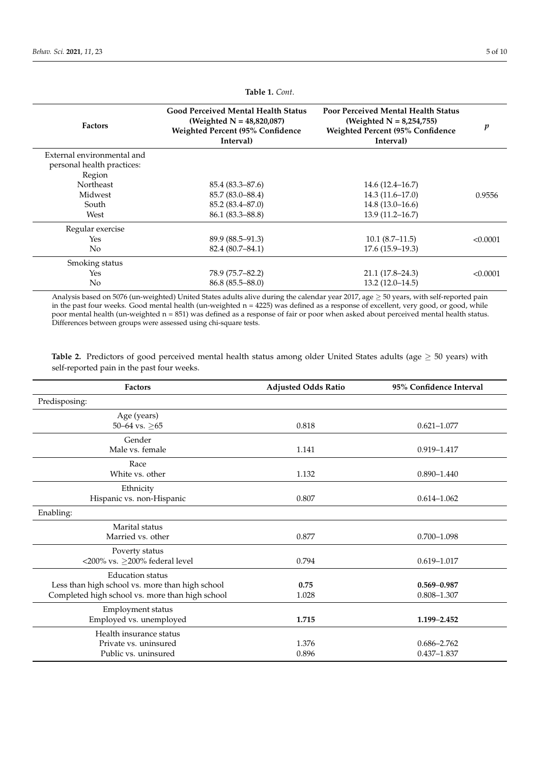**Table 1.** *Cont.*

| Factors | Good Perceived Mental Health Status (Weighted N = 48,820,087) Weighted Percent (95% Confidence Interval) | Poor Perceived Mental Health Status (Weighted N = 8,254,755) Weighted Percent (95% Confidence Interval) | *p* |
|---|---|---|---|
| External environmental and personal health practices: | | | |
| Region | | | |
| Northeast | 85.4 (83.3–87.6) | 14.6 (12.4–16.7) | |
| Midwest | 85.7 (83.0–88.4) | 14.3 (11.6–17.0) | 0.9556 |
| South | 85.2 (83.4–87.0) | 14.8 (13.0–16.6) | |
| West | 86.1 (83.3–88.8) | 13.9 (11.2–16.7) | |
| Regular exercise | | | |
| Yes | 89.9 (88.5–91.3) | 10.1 (8.7–11.5) | <0.0001 |
| No | 82.4 (80.7–84.1) | 17.6 (15.9–19.3) | |
| Smoking status | | | |
| Yes | 78.9 (75.7–82.2) | 21.1 (17.8–24.3) | <0.0001 |
| No | 86.8 (85.5–88.0) | 13.2 (12.0–14.5) | |

Analysis based on 5076 (un-weighted) United States adults alive during the calendar year 2017, age ≥ 50 years, with self-reported pain in the past four weeks. Good mental health (un-weighted n = 4225) was defined as a response of excellent, very good, or good, while poor mental health (un-weighted n = 851) was defined as a response of fair or poor when asked about perceived mental health status. Differences between groups were assessed using chi-square tests.

**Table 2.** Predictors of good perceived mental health status among older United States adults (age ≥ 50 years) with self-reported pain in the past four weeks.

| Factors | Adjusted Odds Ratio | 95% Confidence Interval |
|---|---|---|
| Predisposing: | | |
| Age (years) | | |
| 50–64 vs. ≥65 | 0.818 | 0.621–1.077 |
| Gender | | |
| Male vs. female | 1.141 | 0.919–1.417 |
| Race | | |
| White vs. other | 1.132 | 0.890–1.440 |
| Ethnicity | | |
| Hispanic vs. non-Hispanic | 0.807 | 0.614–1.062 |
| Enabling: | | |
| Marital status | | |
| Married vs. other | 0.877 | 0.700–1.098 |
| Poverty status | | |
| <200% vs. ≥200% federal level | 0.794 | 0.619–1.017 |
| Education status | | |
| Less than high school vs. more than high school | **0.75** | **0.569–0.987** |
| Completed high school vs. more than high school | 1.028 | 0.808–1.307 |
| Employment status | | |
| Employed vs. unemployed | **1.715** | **1.199–2.452** |
| Health insurance status | | |
| Private vs. uninsured | 1.376 | 0.686–2.762 |
| Public vs. uninsured | 0.896 | 0.437–1.837 |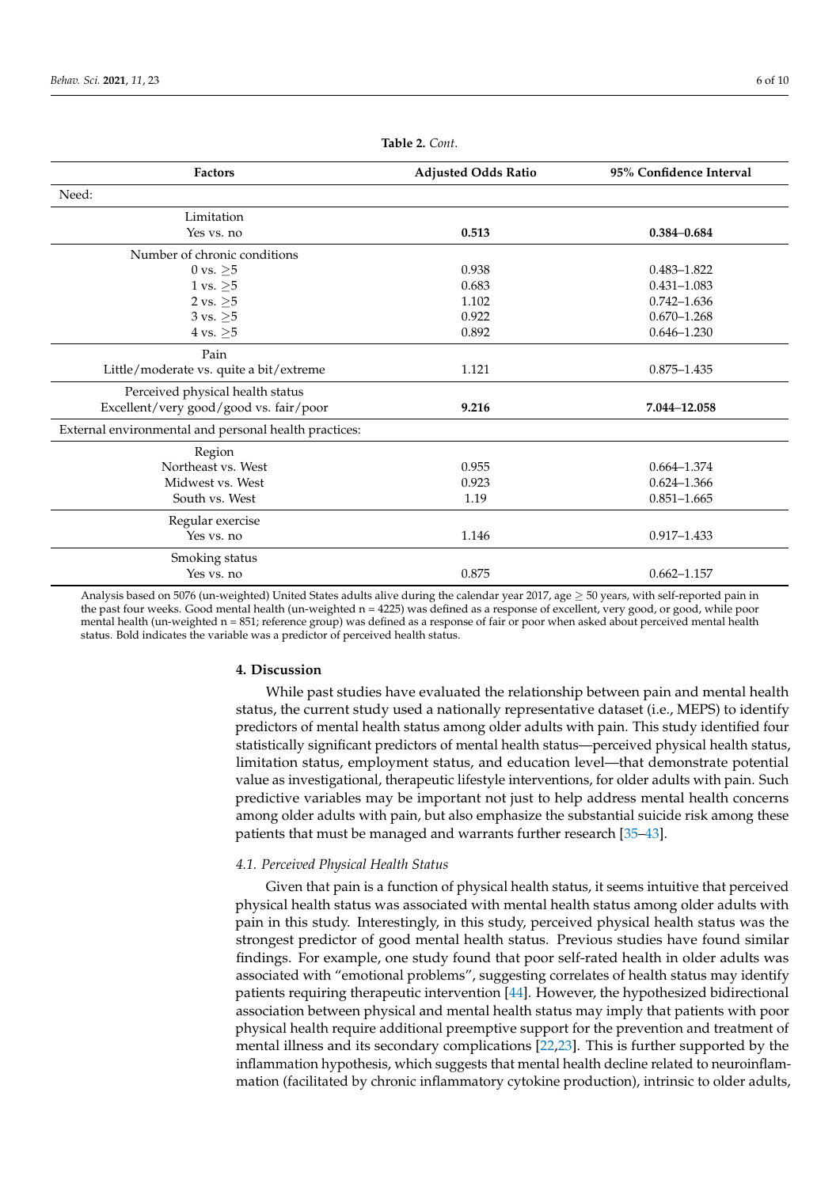**Table 2.** *Cont.*

| Factors | Adjusted Odds Ratio | 95% Confidence Interval |
|---|---|---|
| Need: | | |
| Limitation | | |
| Yes vs. no | **0.513** | **0.384–0.684** |
| Number of chronic conditions | | |
| 0 vs. ≥5 | 0.938 | 0.483–1.822 |
| 1 vs. ≥5 | 0.683 | 0.431–1.083 |
| 2 vs. ≥5 | 1.102 | 0.742–1.636 |
| 3 vs. ≥5 | 0.922 | 0.670–1.268 |
| 4 vs. ≥5 | 0.892 | 0.646–1.230 |
| Pain | | |
| Little/moderate vs. quite a bit/extreme | 1.121 | 0.875–1.435 |
| Perceived physical health status | | |
| Excellent/very good/good vs. fair/poor | **9.216** | **7.044–12.058** |
| External environmental and personal health practices: | | |
| Region | | |
| Northeast vs. West | 0.955 | 0.664–1.374 |
| Midwest vs. West | 0.923 | 0.624–1.366 |
| South vs. West | 1.19 | 0.851–1.665 |
| Regular exercise | | |
| Yes vs. no | 1.146 | 0.917–1.433 |
| Smoking status | | |
| Yes vs. no | 0.875 | 0.662–1.157 |

Analysis based on 5076 (un-weighted) United States adults alive during the calendar year 2017, age ≥ 50 years, with self-reported pain in the past four weeks. Good mental health (un-weighted n = 4225) was defined as a response of excellent, very good, or good, while poor mental health (un-weighted n = 851; reference group) was defined as a response of fair or poor when asked about perceived mental health status. Bold indicates the variable was a predictor of perceived health status.

## 4. Discussion

While past studies have evaluated the relationship between pain and mental health status, the current study used a nationally representative dataset (i.e., MEPS) to identify predictors of mental health status among older adults with pain. This study identified four statistically significant predictors of mental health status—perceived physical health status, limitation status, employment status, and education level—that demonstrate potential value as investigational, therapeutic lifestyle interventions, for older adults with pain. Such predictive variables may be important not just to help address mental health concerns among older adults with pain, but also emphasize the substantial suicide risk among these patients that must be managed and warrants further research [35–43].

### *4.1. Perceived Physical Health Status*

Given that pain is a function of physical health status, it seems intuitive that perceived physical health status was associated with mental health status among older adults with pain in this study. Interestingly, in this study, perceived physical health status was the strongest predictor of good mental health status. Previous studies have found similar findings. For example, one study found that poor self-rated health in older adults was associated with "emotional problems", suggesting correlates of health status may identify patients requiring therapeutic intervention [44]. However, the hypothesized bidirectional association between physical and mental health status may imply that patients with poor physical health require additional preemptive support for the prevention and treatment of mental illness and its secondary complications [22,23]. This is further supported by the inflammation hypothesis, which suggests that mental health decline related to neuroinflammation (facilitated by chronic inflammatory cytokine production), intrinsic to older adults,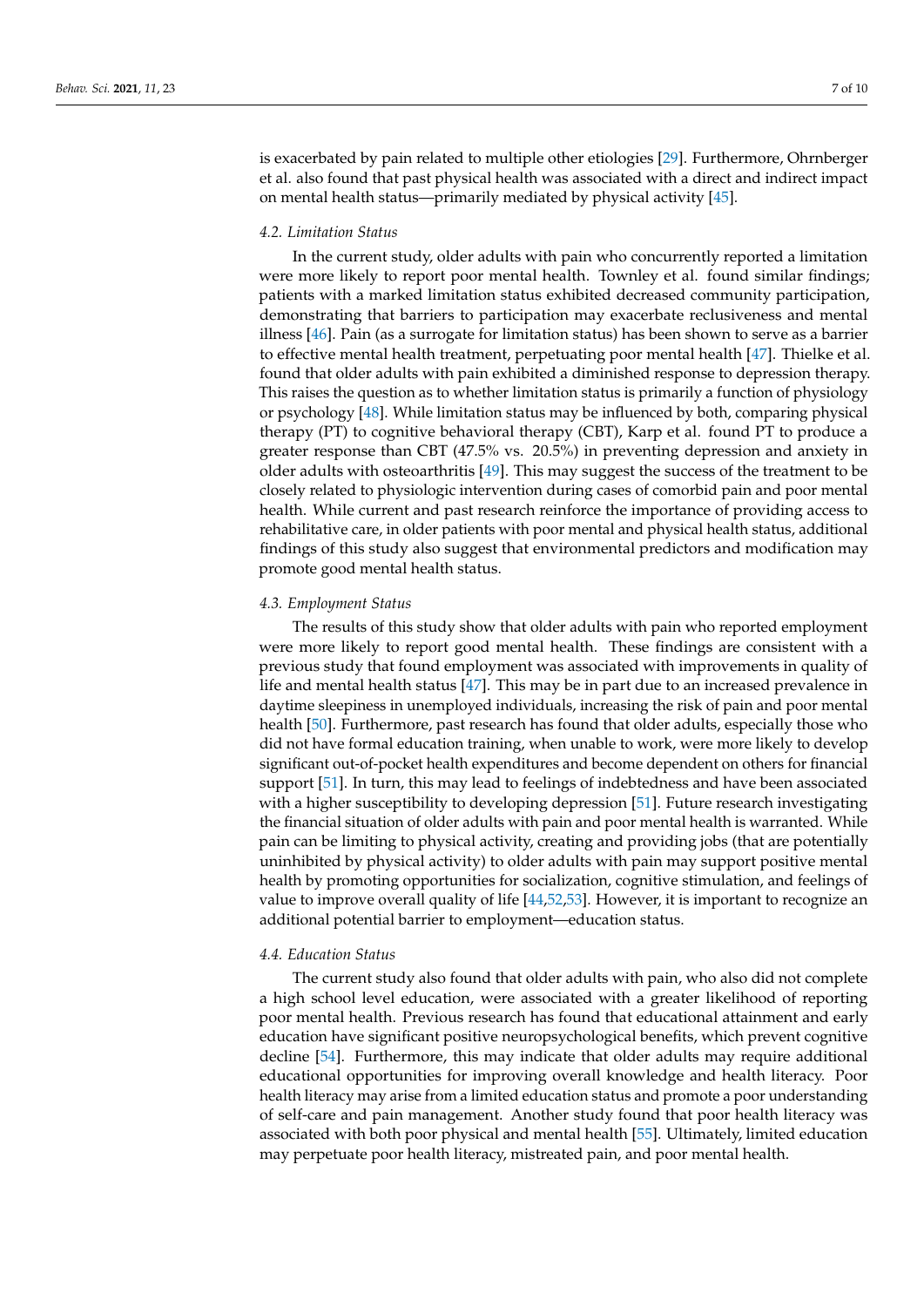is exacerbated by pain related to multiple other etiologies [29]. Furthermore, Ohrnberger et al. also found that past physical health was associated with a direct and indirect impact on mental health status—primarily mediated by physical activity [45].

### 4.2. Limitation Status

In the current study, older adults with pain who concurrently reported a limitation were more likely to report poor mental health. Townley et al. found similar findings; patients with a marked limitation status exhibited decreased community participation, demonstrating that barriers to participation may exacerbate reclusiveness and mental illness [46]. Pain (as a surrogate for limitation status) has been shown to serve as a barrier to effective mental health treatment, perpetuating poor mental health [47]. Thielke et al. found that older adults with pain exhibited a diminished response to depression therapy. This raises the question as to whether limitation status is primarily a function of physiology or psychology [48]. While limitation status may be influenced by both, comparing physical therapy (PT) to cognitive behavioral therapy (CBT), Karp et al. found PT to produce a greater response than CBT (47.5% vs. 20.5%) in preventing depression and anxiety in older adults with osteoarthritis [49]. This may suggest the success of the treatment to be closely related to physiologic intervention during cases of comorbid pain and poor mental health. While current and past research reinforce the importance of providing access to rehabilitative care, in older patients with poor mental and physical health status, additional findings of this study also suggest that environmental predictors and modification may promote good mental health status.

### 4.3. Employment Status

The results of this study show that older adults with pain who reported employment were more likely to report good mental health. These findings are consistent with a previous study that found employment was associated with improvements in quality of life and mental health status [47]. This may be in part due to an increased prevalence in daytime sleepiness in unemployed individuals, increasing the risk of pain and poor mental health [50]. Furthermore, past research has found that older adults, especially those who did not have formal education training, when unable to work, were more likely to develop significant out-of-pocket health expenditures and become dependent on others for financial support [51]. In turn, this may lead to feelings of indebtedness and have been associated with a higher susceptibility to developing depression [51]. Future research investigating the financial situation of older adults with pain and poor mental health is warranted. While pain can be limiting to physical activity, creating and providing jobs (that are potentially uninhibited by physical activity) to older adults with pain may support positive mental health by promoting opportunities for socialization, cognitive stimulation, and feelings of value to improve overall quality of life [44,52,53]. However, it is important to recognize an additional potential barrier to employment—education status.

### 4.4. Education Status

The current study also found that older adults with pain, who also did not complete a high school level education, were associated with a greater likelihood of reporting poor mental health. Previous research has found that educational attainment and early education have significant positive neuropsychological benefits, which prevent cognitive decline [54]. Furthermore, this may indicate that older adults may require additional educational opportunities for improving overall knowledge and health literacy. Poor health literacy may arise from a limited education status and promote a poor understanding of self-care and pain management. Another study found that poor health literacy was associated with both poor physical and mental health [55]. Ultimately, limited education may perpetuate poor health literacy, mistreated pain, and poor mental health.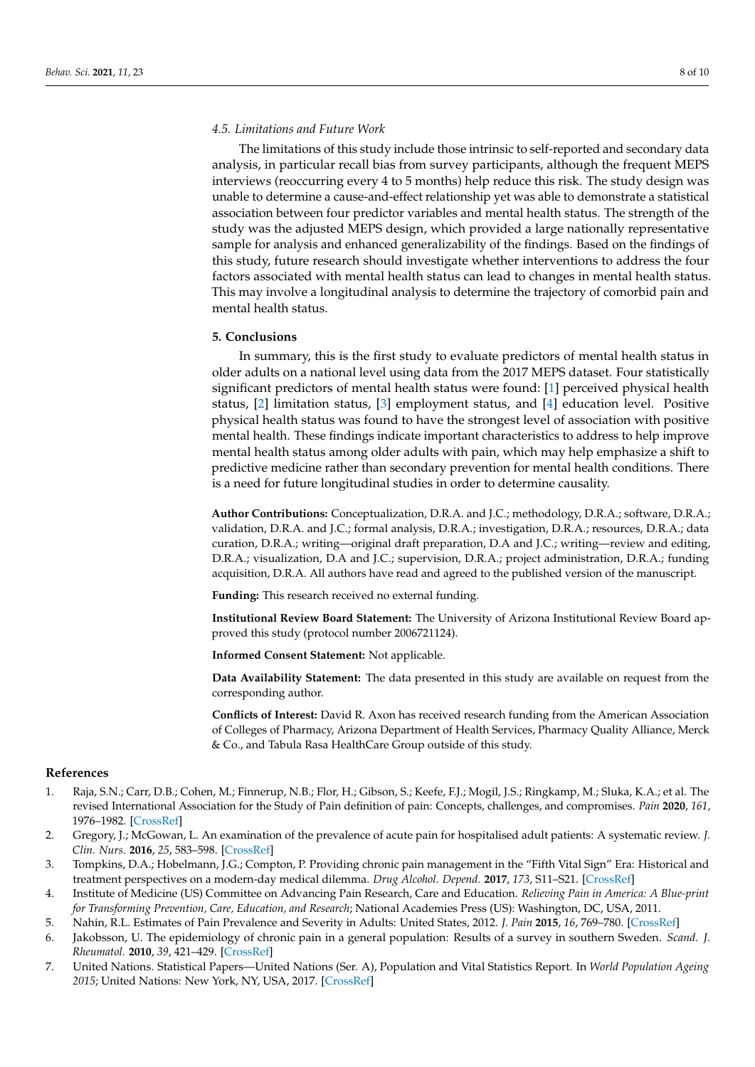### 4.5. Limitations and Future Work

The limitations of this study include those intrinsic to self-reported and secondary data analysis, in particular recall bias from survey participants, although the frequent MEPS interviews (reoccurring every 4 to 5 months) help reduce this risk. The study design was unable to determine a cause-and-effect relationship yet was able to demonstrate a statistical association between four predictor variables and mental health status. The strength of the study was the adjusted MEPS design, which provided a large nationally representative sample for analysis and enhanced generalizability of the findings. Based on the findings of this study, future research should investigate whether interventions to address the four factors associated with mental health status can lead to changes in mental health status. This may involve a longitudinal analysis to determine the trajectory of comorbid pain and mental health status.

## 5. Conclusions

In summary, this is the first study to evaluate predictors of mental health status in older adults on a national level using data from the 2017 MEPS dataset. Four statistically significant predictors of mental health status were found: [1] perceived physical health status, [2] limitation status, [3] employment status, and [4] education level. Positive physical health status was found to have the strongest level of association with positive mental health. These findings indicate important characteristics to address to help improve mental health status among older adults with pain, which may help emphasize a shift to predictive medicine rather than secondary prevention for mental health conditions. There is a need for future longitudinal studies in order to determine causality.

**Author Contributions:** Conceptualization, D.R.A. and J.C.; methodology, D.R.A.; software, D.R.A.; validation, D.R.A. and J.C.; formal analysis, D.R.A.; investigation, D.R.A.; resources, D.R.A.; data curation, D.R.A.; writing—original draft preparation, D.A and J.C.; writing—review and editing, D.R.A.; visualization, D.A and J.C.; supervision, D.R.A.; project administration, D.R.A.; funding acquisition, D.R.A. All authors have read and agreed to the published version of the manuscript.

**Funding:** This research received no external funding.

**Institutional Review Board Statement:** The University of Arizona Institutional Review Board approved this study (protocol number 2006721124).

**Informed Consent Statement:** Not applicable.

**Data Availability Statement:** The data presented in this study are available on request from the corresponding author.

**Conflicts of Interest:** David R. Axon has received research funding from the American Association of Colleges of Pharmacy, Arizona Department of Health Services, Pharmacy Quality Alliance, Merck & Co., and Tabula Rasa HealthCare Group outside of this study.

## References

1. Raja, S.N.; Carr, D.B.; Cohen, M.; Finnerup, N.B.; Flor, H.; Gibson, S.; Keefe, F.J.; Mogil, J.S.; Ringkamp, M.; Sluka, K.A.; et al. The revised International Association for the Study of Pain definition of pain: Concepts, challenges, and compromises. *Pain* **2020**, *161*, 1976–1982. [CrossRef]
2. Gregory, J.; McGowan, L. An examination of the prevalence of acute pain for hospitalised adult patients: A systematic review. *J. Clin. Nurs.* **2016**, *25*, 583–598. [CrossRef]
3. Tompkins, D.A.; Hobelmann, J.G.; Compton, P. Providing chronic pain management in the "Fifth Vital Sign" Era: Historical and treatment perspectives on a modern-day medical dilemma. *Drug Alcohol. Depend.* **2017**, *173*, S11–S21. [CrossRef]
4. Institute of Medicine (US) Committee on Advancing Pain Research, Care and Education. *Relieving Pain in America: A Blue-print for Transforming Prevention, Care, Education, and Research*; National Academies Press (US): Washington, DC, USA, 2011.
5. Nahin, R.L. Estimates of Pain Prevalence and Severity in Adults: United States, 2012. *J. Pain* **2015**, *16*, 769–780. [CrossRef]
6. Jakobsson, U. The epidemiology of chronic pain in a general population: Results of a survey in southern Sweden. *Scand. J. Rheumatol.* **2010**, *39*, 421–429. [CrossRef]
7. United Nations. Statistical Papers—United Nations (Ser. A), Population and Vital Statistics Report. In *World Population Ageing 2015*; United Nations: New York, NY, USA, 2017. [CrossRef]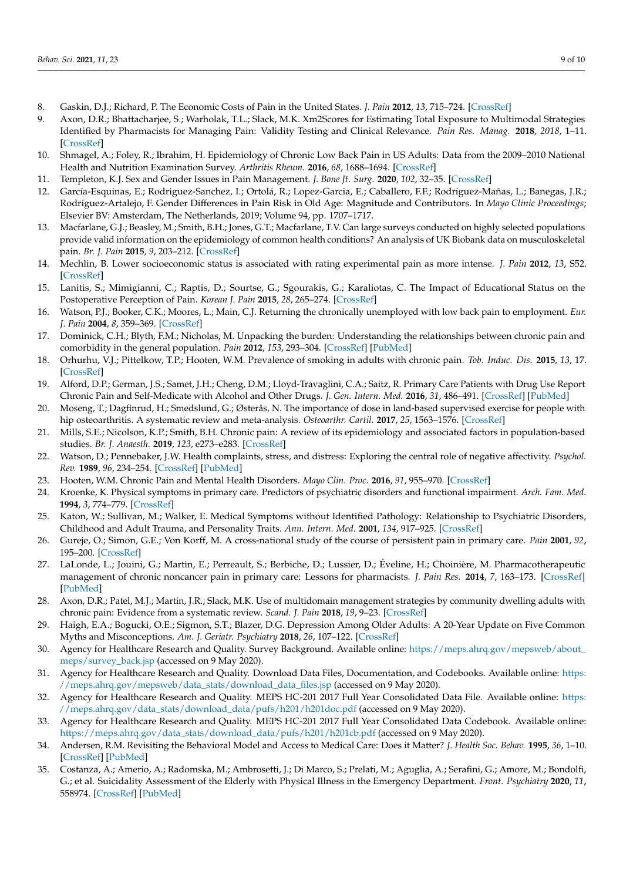8. Gaskin, D.J.; Richard, P. The Economic Costs of Pain in the United States. *J. Pain* **2012**, *13*, 715–724. [CrossRef]
9. Axon, D.R.; Bhattacharjee, S.; Warholak, T.L.; Slack, M.K. Xm2Scores for Estimating Total Exposure to Multimodal Strategies Identified by Pharmacists for Managing Pain: Validity Testing and Clinical Relevance. *Pain Res. Manag.* **2018**, *2018*, 1–11. [CrossRef]
10. Shmagel, A.; Foley, R.; Ibrahim, H. Epidemiology of Chronic Low Back Pain in US Adults: Data from the 2009–2010 National Health and Nutrition Examination Survey. *Arthritis Rheum.* **2016**, *68*, 1688–1694. [CrossRef]
11. Templeton, K.J. Sex and Gender Issues in Pain Management. *J. Bone Jt. Surg.* **2020**, *102*, 32–35. [CrossRef]
12. García-Esquinas, E.; Rodriguez-Sanchez, I.; Ortolá, R.; Lopez-Garcia, E.; Caballero, F.F.; Rodríguez-Mañas, L.; Banegas, J.R.; Rodríguez-Artalejo, F. Gender Differences in Pain Risk in Old Age: Magnitude and Contributors. In *Mayo Clinic Proceedings*; Elsevier BV: Amsterdam, The Netherlands, 2019; Volume 94, pp. 1707–1717.
13. Macfarlane, G.J.; Beasley, M.; Smith, B.H.; Jones, G.T.; Macfarlane, T.V. Can large surveys conducted on highly selected populations provide valid information on the epidemiology of common health conditions? An analysis of UK Biobank data on musculoskeletal pain. *Br. J. Pain* **2015**, *9*, 203–212. [CrossRef]
14. Mechlin, B. Lower socioeconomic status is associated with rating experimental pain as more intense. *J. Pain* **2012**, *13*, S52. [CrossRef]
15. Lanitis, S.; Mimigianni, C.; Raptis, D.; Sourtse, G.; Sgourakis, G.; Karaliotas, C. The Impact of Educational Status on the Postoperative Perception of Pain. *Korean J. Pain* **2015**, *28*, 265–274. [CrossRef]
16. Watson, P.J.; Booker, C.K.; Moores, L.; Main, C.J. Returning the chronically unemployed with low back pain to employment. *Eur. J. Pain* **2004**, *8*, 359–369. [CrossRef]
17. Dominick, C.H.; Blyth, F.M.; Nicholas, M. Unpacking the burden: Understanding the relationships between chronic pain and comorbidity in the general population. *Pain* **2012**, *153*, 293–304. [CrossRef] [PubMed]
18. Orhurhu, V.J.; Pittelkow, T.P.; Hooten, W.M. Prevalence of smoking in adults with chronic pain. *Tob. Induc. Dis.* **2015**, *13*, 17. [CrossRef]
19. Alford, D.P.; German, J.S.; Samet, J.H.; Cheng, D.M.; Lloyd-Travaglini, C.A.; Saitz, R. Primary Care Patients with Drug Use Report Chronic Pain and Self-Medicate with Alcohol and Other Drugs. *J. Gen. Intern. Med.* **2016**, *31*, 486–491. [CrossRef] [PubMed]
20. Moseng, T.; Dagfinrud, H.; Smedslund, G.; Østerås, N. The importance of dose in land-based supervised exercise for people with hip osteoarthritis. A systematic review and meta-analysis. *Osteoarthr. Cartil.* **2017**, *25*, 1563–1576. [CrossRef]
21. Mills, S.E.; Nicolson, K.P.; Smith, B.H. Chronic pain: A review of its epidemiology and associated factors in population-based studies. *Br. J. Anaesth.* **2019**, *123*, e273–e283. [CrossRef]
22. Watson, D.; Pennebaker, J.W. Health complaints, stress, and distress: Exploring the central role of negative affectivity. *Psychol. Rev.* **1989**, *96*, 234–254. [CrossRef] [PubMed]
23. Hooten, W.M. Chronic Pain and Mental Health Disorders. *Mayo Clin. Proc.* **2016**, *91*, 955–970. [CrossRef]
24. Kroenke, K. Physical symptoms in primary care. Predictors of psychiatric disorders and functional impairment. *Arch. Fam. Med.* **1994**, *3*, 774–779. [CrossRef]
25. Katon, W.; Sullivan, M.; Walker, E. Medical Symptoms without Identified Pathology: Relationship to Psychiatric Disorders, Childhood and Adult Trauma, and Personality Traits. *Ann. Intern. Med.* **2001**, *134*, 917–925. [CrossRef]
26. Gureje, O.; Simon, G.E.; Von Korff, M. A cross-national study of the course of persistent pain in primary care. *Pain* **2001**, *92*, 195–200. [CrossRef]
27. LaLonde, L.; Jouini, G.; Martin, E.; Perreault, S.; Berbiche, D.; Lussier, D.; Éveline, H.; Choinière, M. Pharmacotherapeutic management of chronic noncancer pain in primary care: Lessons for pharmacists. *J. Pain Res.* **2014**, *7*, 163–173. [CrossRef] [PubMed]
28. Axon, D.R.; Patel, M.J.; Martin, J.R.; Slack, M.K. Use of multidomain management strategies by community dwelling adults with chronic pain: Evidence from a systematic review. *Scand. J. Pain* **2018**, *19*, 9–23. [CrossRef]
29. Haigh, E.A.; Bogucki, O.E.; Sigmon, S.T.; Blazer, D.G. Depression Among Older Adults: A 20-Year Update on Five Common Myths and Misconceptions. *Am. J. Geriatr. Psychiatry* **2018**, *26*, 107–122. [CrossRef]
30. Agency for Healthcare Research and Quality. Survey Background. Available online: https://meps.ahrq.gov/mepsweb/about_meps/survey_back.jsp (accessed on 9 May 2020).
31. Agency for Healthcare Research and Quality. Download Data Files, Documentation, and Codebooks. Available online: https://meps.ahrq.gov/mepsweb/data_stats/download_data_files.jsp (accessed on 9 May 2020).
32. Agency for Healthcare Research and Quality. MEPS HC-201 2017 Full Year Consolidated Data File. Available online: https://meps.ahrq.gov/data_stats/download_data/pufs/h201/h201doc.pdf (accessed on 9 May 2020).
33. Agency for Healthcare Research and Quality. MEPS HC-201 2017 Full Year Consolidated Data Codebook. Available online: https://meps.ahrq.gov/data_stats/download_data/pufs/h201/h201cb.pdf (accessed on 9 May 2020).
34. Andersen, R.M. Revisiting the Behavioral Model and Access to Medical Care: Does it Matter? *J. Health Soc. Behav.* **1995**, *36*, 1–10. [CrossRef] [PubMed]
35. Costanza, A.; Amerio, A.; Radomska, M.; Ambrosetti, J.; Di Marco, S.; Prelati, M.; Aguglia, A.; Serafini, G.; Amore, M.; Bondolfi, G.; et al. Suicidality Assessment of the Elderly with Physical Illness in the Emergency Department. *Front. Psychiatry* **2020**, *11*, 558974. [CrossRef] [PubMed]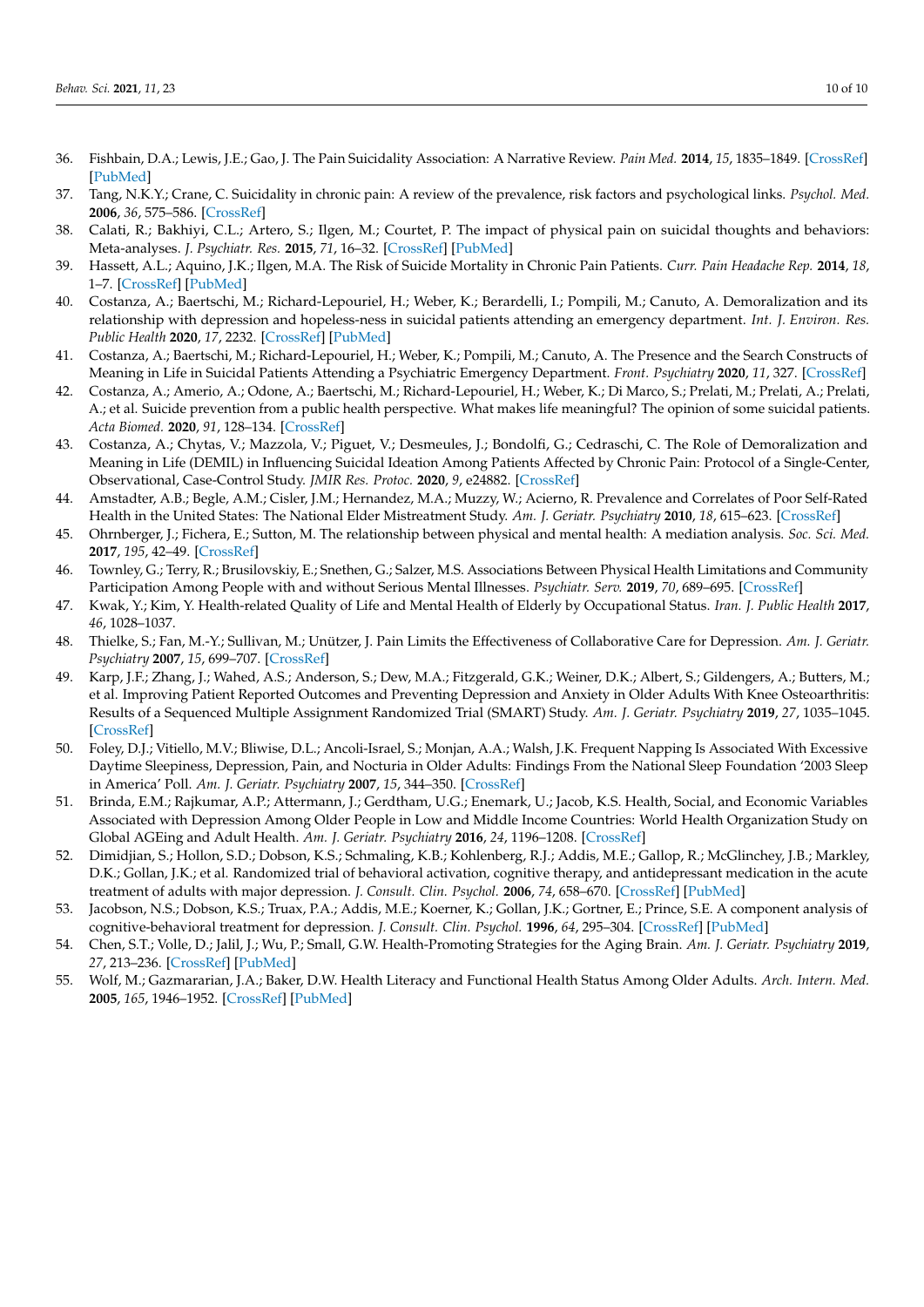36. Fishbain, D.A.; Lewis, J.E.; Gao, J. The Pain Suicidality Association: A Narrative Review. *Pain Med.* **2014**, *15*, 1835–1849. [CrossRef] [PubMed]
37. Tang, N.K.Y.; Crane, C. Suicidality in chronic pain: A review of the prevalence, risk factors and psychological links. *Psychol. Med.* **2006**, *36*, 575–586. [CrossRef]
38. Calati, R.; Bakhiyi, C.L.; Artero, S.; Ilgen, M.; Courtet, P. The impact of physical pain on suicidal thoughts and behaviors: Meta-analyses. *J. Psychiatr. Res.* **2015**, *71*, 16–32. [CrossRef] [PubMed]
39. Hassett, A.L.; Aquino, J.K.; Ilgen, M.A. The Risk of Suicide Mortality in Chronic Pain Patients. *Curr. Pain Headache Rep.* **2014**, *18*, 1–7. [CrossRef] [PubMed]
40. Costanza, A.; Baertschi, M.; Richard-Lepouriel, H.; Weber, K.; Berardelli, I.; Pompili, M.; Canuto, A. Demoralization and its relationship with depression and hopeless-ness in suicidal patients attending an emergency department. *Int. J. Environ. Res. Public Health* **2020**, *17*, 2232. [CrossRef] [PubMed]
41. Costanza, A.; Baertschi, M.; Richard-Lepouriel, H.; Weber, K.; Pompili, M.; Canuto, A. The Presence and the Search Constructs of Meaning in Life in Suicidal Patients Attending a Psychiatric Emergency Department. *Front. Psychiatry* **2020**, *11*, 327. [CrossRef]
42. Costanza, A.; Amerio, A.; Odone, A.; Baertschi, M.; Richard-Lepouriel, H.; Weber, K.; Di Marco, S.; Prelati, M.; Prelati, A.; Prelati, A.; et al. Suicide prevention from a public health perspective. What makes life meaningful? The opinion of some suicidal patients. *Acta Biomed.* **2020**, *91*, 128–134. [CrossRef]
43. Costanza, A.; Chytas, V.; Mazzola, V.; Piguet, V.; Desmeules, J.; Bondolfi, G.; Cedraschi, C. The Role of Demoralization and Meaning in Life (DEMIL) in Influencing Suicidal Ideation Among Patients Affected by Chronic Pain: Protocol of a Single-Center, Observational, Case-Control Study. *JMIR Res. Protoc.* **2020**, *9*, e24882. [CrossRef]
44. Amstadter, A.B.; Begle, A.M.; Cisler, J.M.; Hernandez, M.A.; Muzzy, W.; Acierno, R. Prevalence and Correlates of Poor Self-Rated Health in the United States: The National Elder Mistreatment Study. *Am. J. Geriatr. Psychiatry* **2010**, *18*, 615–623. [CrossRef]
45. Ohrnberger, J.; Fichera, E.; Sutton, M. The relationship between physical and mental health: A mediation analysis. *Soc. Sci. Med.* **2017**, *195*, 42–49. [CrossRef]
46. Townley, G.; Terry, R.; Brusilovskiy, E.; Snethen, G.; Salzer, M.S. Associations Between Physical Health Limitations and Community Participation Among People with and without Serious Mental Illnesses. *Psychiatr. Serv.* **2019**, *70*, 689–695. [CrossRef]
47. Kwak, Y.; Kim, Y. Health-related Quality of Life and Mental Health of Elderly by Occupational Status. *Iran. J. Public Health* **2017**, *46*, 1028–1037.
48. Thielke, S.; Fan, M.-Y.; Sullivan, M.; Unützer, J. Pain Limits the Effectiveness of Collaborative Care for Depression. *Am. J. Geriatr. Psychiatry* **2007**, *15*, 699–707. [CrossRef]
49. Karp, J.F.; Zhang, J.; Wahed, A.S.; Anderson, S.; Dew, M.A.; Fitzgerald, G.K.; Weiner, D.K.; Albert, S.; Gildengers, A.; Butters, M.; et al. Improving Patient Reported Outcomes and Preventing Depression and Anxiety in Older Adults With Knee Osteoarthritis: Results of a Sequenced Multiple Assignment Randomized Trial (SMART) Study. *Am. J. Geriatr. Psychiatry* **2019**, *27*, 1035–1045. [CrossRef]
50. Foley, D.J.; Vitiello, M.V.; Bliwise, D.L.; Ancoli-Israel, S.; Monjan, A.A.; Walsh, J.K. Frequent Napping Is Associated With Excessive Daytime Sleepiness, Depression, Pain, and Nocturia in Older Adults: Findings From the National Sleep Foundation '2003 Sleep in America' Poll. *Am. J. Geriatr. Psychiatry* **2007**, *15*, 344–350. [CrossRef]
51. Brinda, E.M.; Rajkumar, A.P.; Attermann, J.; Gerdtham, U.G.; Enemark, U.; Jacob, K.S. Health, Social, and Economic Variables Associated with Depression Among Older People in Low and Middle Income Countries: World Health Organization Study on Global AGEing and Adult Health. *Am. J. Geriatr. Psychiatry* **2016**, *24*, 1196–1208. [CrossRef]
52. Dimidjian, S.; Hollon, S.D.; Dobson, K.S.; Schmaling, K.B.; Kohlenberg, R.J.; Addis, M.E.; Gallop, R.; McGlinchey, J.B.; Markley, D.K.; Gollan, J.K.; et al. Randomized trial of behavioral activation, cognitive therapy, and antidepressant medication in the acute treatment of adults with major depression. *J. Consult. Clin. Psychol.* **2006**, *74*, 658–670. [CrossRef] [PubMed]
53. Jacobson, N.S.; Dobson, K.S.; Truax, P.A.; Addis, M.E.; Koerner, K.; Gollan, J.K.; Gortner, E.; Prince, S.E. A component analysis of cognitive-behavioral treatment for depression. *J. Consult. Clin. Psychol.* **1996**, *64*, 295–304. [CrossRef] [PubMed]
54. Chen, S.T.; Volle, D.; Jalil, J.; Wu, P.; Small, G.W. Health-Promoting Strategies for the Aging Brain. *Am. J. Geriatr. Psychiatry* **2019**, *27*, 213–236. [CrossRef] [PubMed]
55. Wolf, M.; Gazmararian, J.A.; Baker, D.W. Health Literacy and Functional Health Status Among Older Adults. *Arch. Intern. Med.* **2005**, *165*, 1946–1952. [CrossRef] [PubMed]